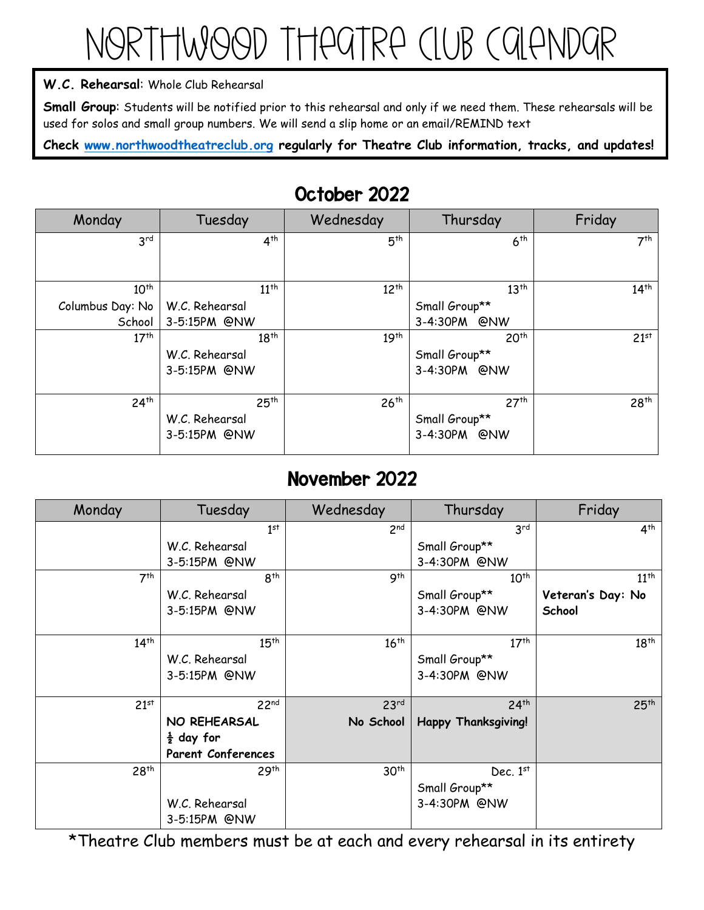# Northwood Theatre Club Calendar

**W.C. Rehearsal**: Whole Club Rehearsal

**Small Group**: Students will be notified prior to this rehearsal and only if we need them. These rehearsals will be used for solos and small group numbers. We will send a slip home or an email/REMIND text

**Check [www.northwoodtheatreclub.org](http://www.northwoodtheatreclub.org) regularly for Theatre Club information, tracks, and updates!**

## October 2022

| Monday | Tuesday | Wednesday | Thursday | Friday |
|---|---|---|---|---|
| 3rd | 4th | 5th | 6th | 7th |
| 10th Columbus Day: No School | 11th W.C. Rehearsal 3-5:15PM @NW | 12th | 13th Small Group** 3-4:30PM @NW | 14th |
| 17th | 18th W.C. Rehearsal 3-5:15PM @NW | 19th | 20th Small Group** 3-4:30PM @NW | 21st |
| 24th | 25th W.C. Rehearsal 3-5:15PM @NW | 26th | 27th Small Group** 3-4:30PM @NW | 28th |

## November 2022

| Monday | Tuesday | Wednesday | Thursday | Friday |
|---|---|---|---|---|
| | 1st W.C. Rehearsal 3-5:15PM @NW | 2nd | 3rd Small Group** 3-4:30PM @NW | 4th |
| 7th | 8th W.C. Rehearsal 3-5:15PM @NW | 9th | 10th Small Group** 3-4:30PM @NW | 11th **Veteran's Day: No School** |
| 14th | 15th W.C. Rehearsal 3-5:15PM @NW | 16th | 17th Small Group** 3-4:30PM @NW | 18th |
| 21st | 22nd **NO REHEARSAL ½ day for Parent Conferences** | 23rd **No School** | 24th **Happy Thanksgiving!** | 25th |
| 28th | 29th W.C. Rehearsal 3-5:15PM @NW | 30th | Dec. 1st Small Group** 3-4:30PM @NW | |

*Theatre Club members must be at each and every rehearsal in its entirety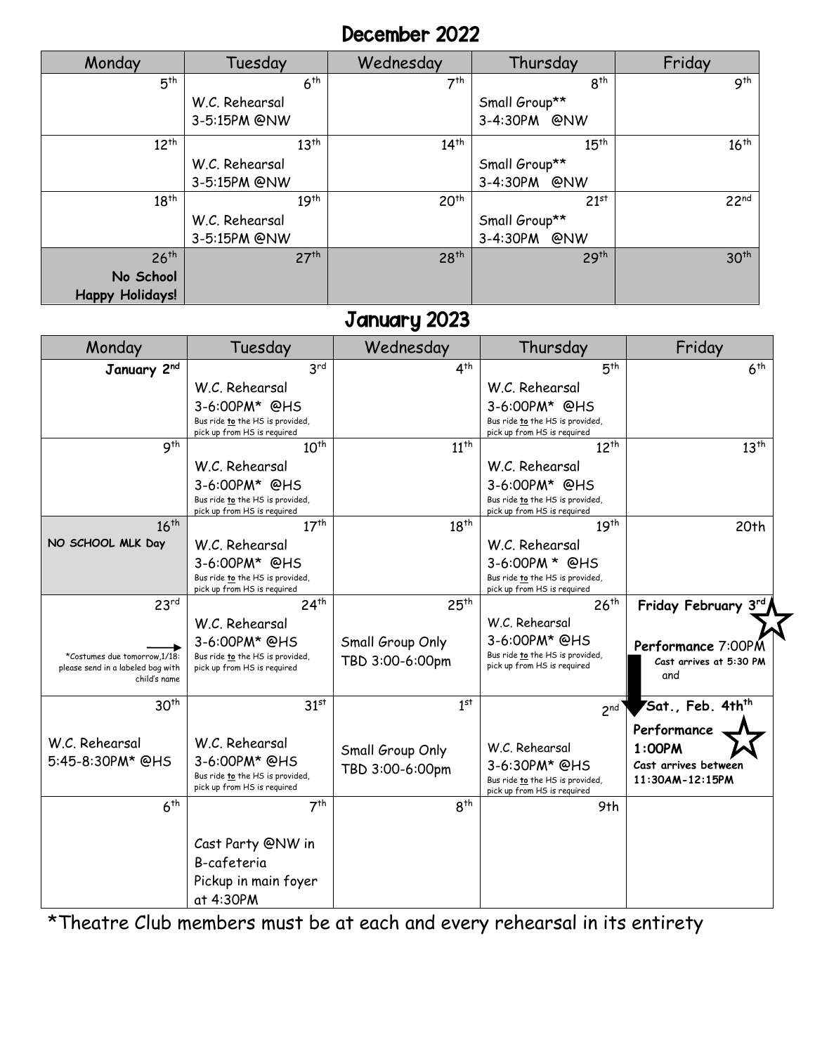# December 2022

| Monday | Tuesday | Wednesday | Thursday | Friday |
|---|---|---|---|---|
| 5th | 6th<br>W.C. Rehearsal<br>3-5:15PM @NW | 7th | 8th<br>Small Group**<br>3-4:30PM @NW | 9th |
| 12th | 13th<br>W.C. Rehearsal<br>3-5:15PM @NW | 14th | 15th<br>Small Group**<br>3-4:30PM @NW | 16th |
| 18th | 19th<br>W.C. Rehearsal<br>3-5:15PM @NW | 20th | 21st<br>Small Group**<br>3-4:30PM @NW | 22nd |
| 26th<br>**No School**<br>**Happy Holidays!** | 27th | 28th | 29th | 30th |

# January 2023

| Monday | Tuesday | Wednesday | Thursday | Friday |
|---|---|---|---|---|
| **January 2nd** | 3rd<br>W.C. Rehearsal<br>3-6:00PM* @HS<br>Bus ride **to** the HS is provided, pick up from HS is required | 4th | 5th<br>W.C. Rehearsal<br>3-6:00PM* @HS<br>Bus ride **to** the HS is provided, pick up from HS is required | 6th |
| 9th | 10th<br>W.C. Rehearsal<br>3-6:00PM* @HS<br>Bus ride **to** the HS is provided, pick up from HS is required | 11th | 12th<br>W.C. Rehearsal<br>3-6:00PM* @HS<br>Bus ride **to** the HS is provided, pick up from HS is required | 13th |
| 16th<br>**NO SCHOOL MLK Day** | 17th<br>W.C. Rehearsal<br>3-6:00PM* @HS<br>Bus ride **to** the HS is provided, pick up from HS is required | 18th | 19th<br>W.C. Rehearsal<br>3-6:00PM * @HS<br>Bus ride **to** the HS is provided, pick up from HS is required | 20th |
| 23rd<br>*Costumes due tomorrow,1/18: please send in a labeled bag with child's name | 24th<br>W.C. Rehearsal<br>3-6:00PM* @HS<br>Bus ride **to** the HS is provided, pick up from HS is required | 25th<br>Small Group Only<br>TBD 3:00-6:00pm | 26th<br>W.C. Rehearsal<br>3-6:00PM* @HS<br>Bus ride **to** the HS is provided, pick up from HS is required | **Friday February 3rd**<br>**Performance** 7:00PM<br>**Cast arrives at 5:30 PM**<br>and |
| 30th<br>W.C. Rehearsal<br>5:45-8:30PM* @HS | 31st<br>W.C. Rehearsal<br>3-6:00PM* @HS<br>Bus ride **to** the HS is provided, pick up from HS is required | 1st<br>Small Group Only<br>TBD 3:00-6:00pm | 2nd<br>W.C. Rehearsal<br>3-6:30PM* @HS<br>Bus ride **to** the HS is provided, pick up from HS is required | **Sat., Feb. 4thth**<br>**Performance**<br>**1:00PM**<br>**Cast arrives between 11:30AM-12:15PM** |
| 6th | 7th<br>Cast Party @NW in B-cafeteria<br>Pickup in main foyer at 4:30PM | 8th | 9th | |

*Theatre Club members must be at each and every rehearsal in its entirety